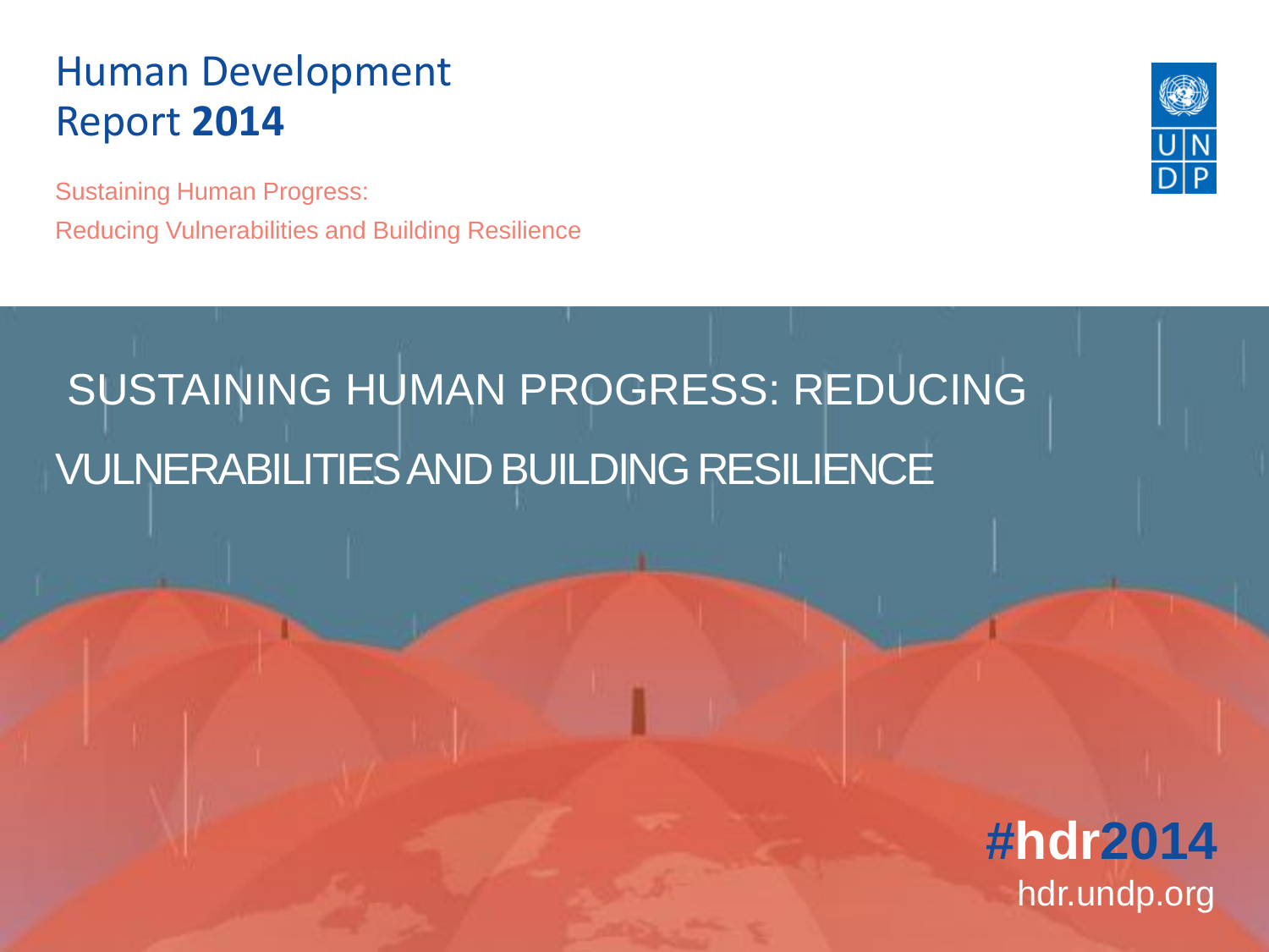# Human Development Report **2014**

Sustaining Human Progress:
Reducing Vulnerabilities and Building Resilience

## SUSTAINING HUMAN PROGRESS: REDUCING VULNERABILITIES AND BUILDING RESILIENCE

**#hdr2014**
hdr.undp.org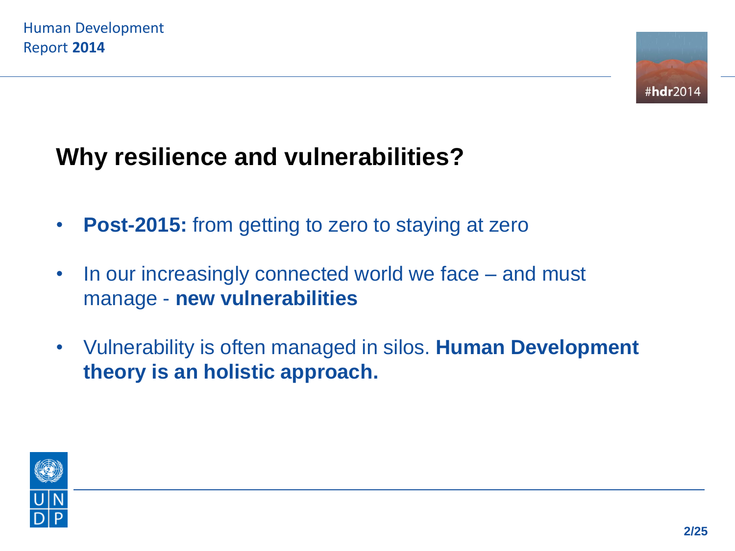## Why resilience and vulnerabilities?

- **Post-2015:** from getting to zero to staying at zero
- In our increasingly connected world we face – and must manage - **new vulnerabilities**
- Vulnerability is often managed in silos. **Human Development theory is an holistic approach.**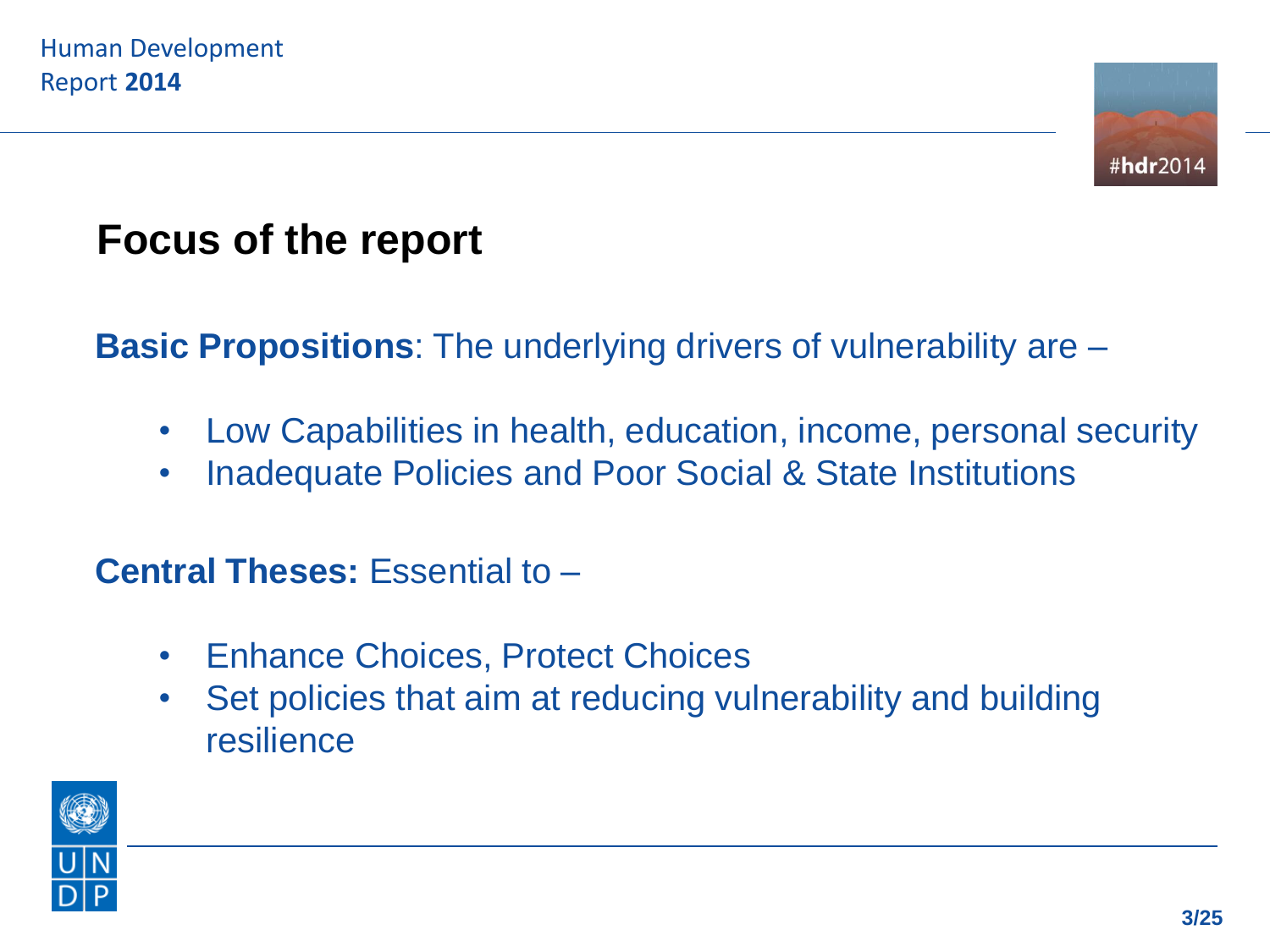## Focus of the report

**Basic Propositions**: The underlying drivers of vulnerability are –

- Low Capabilities in health, education, income, personal security
- Inadequate Policies and Poor Social & State Institutions

**Central Theses:** Essential to –

- Enhance Choices, Protect Choices
- Set policies that aim at reducing vulnerability and building resilience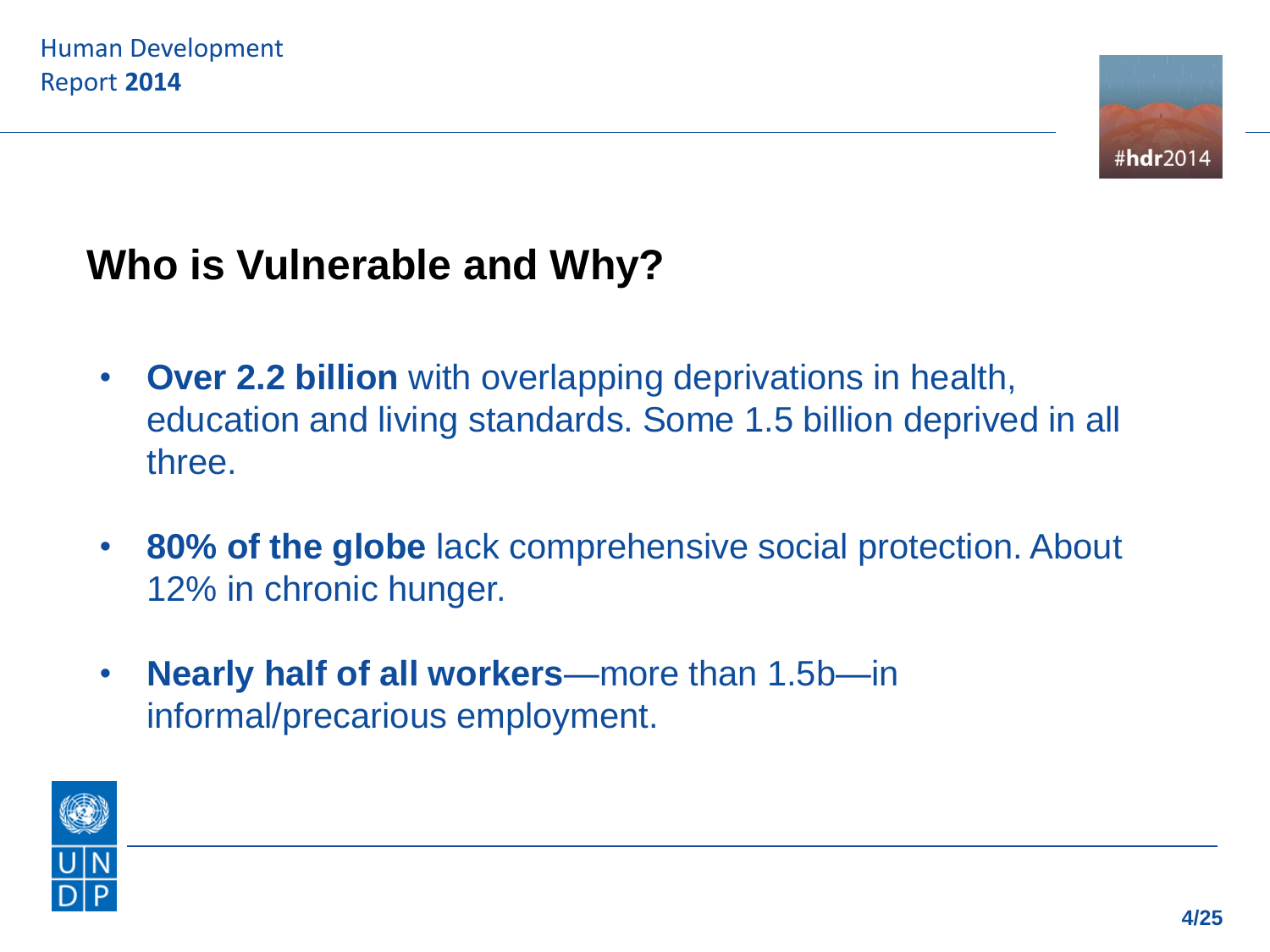## Who is Vulnerable and Why?

- **Over 2.2 billion** with overlapping deprivations in health, education and living standards. Some 1.5 billion deprived in all three.
- **80% of the globe** lack comprehensive social protection. About 12% in chronic hunger.
- **Nearly half of all workers**—more than 1.5b—in informal/precarious employment.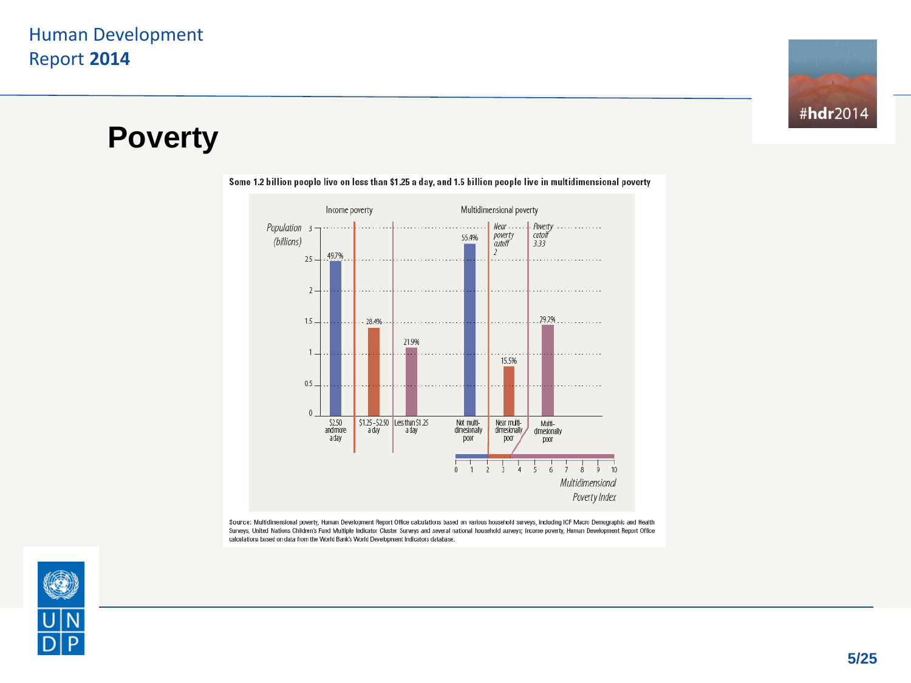# Poverty

**Some 1.2 billion people live on less than $1.25 a day, and 1.5 billion people live in multidimensional poverty**

Income poverty

Multidimensional poverty

Population (billions)

| Category | Share |
| --- | --- |
| $2.50 and more a day | 49.7% |
| $1.25–$2.50 a day | 28.4% |
| Less than $1.25 a day | 21.9% |
| Not multidimensionally poor | 55.4% |
| Near multidimensionally poor | 15.5% |
| Multidimensionally poor | 29.2% |

Near poverty cutoff 2

Poverty cutoff 3.33

Multidimensional Poverty Index

Source: Multidimensional poverty, Human Development Report Office calculations based on various household surveys, including ICF Macro Demographic and Health Surveys, United Nations Children's Fund Multiple Indicator Cluster Surveys and several national household surveys; income poverty, Human Development Report Office calculations based on data from the World Bank's World Development Indicators database.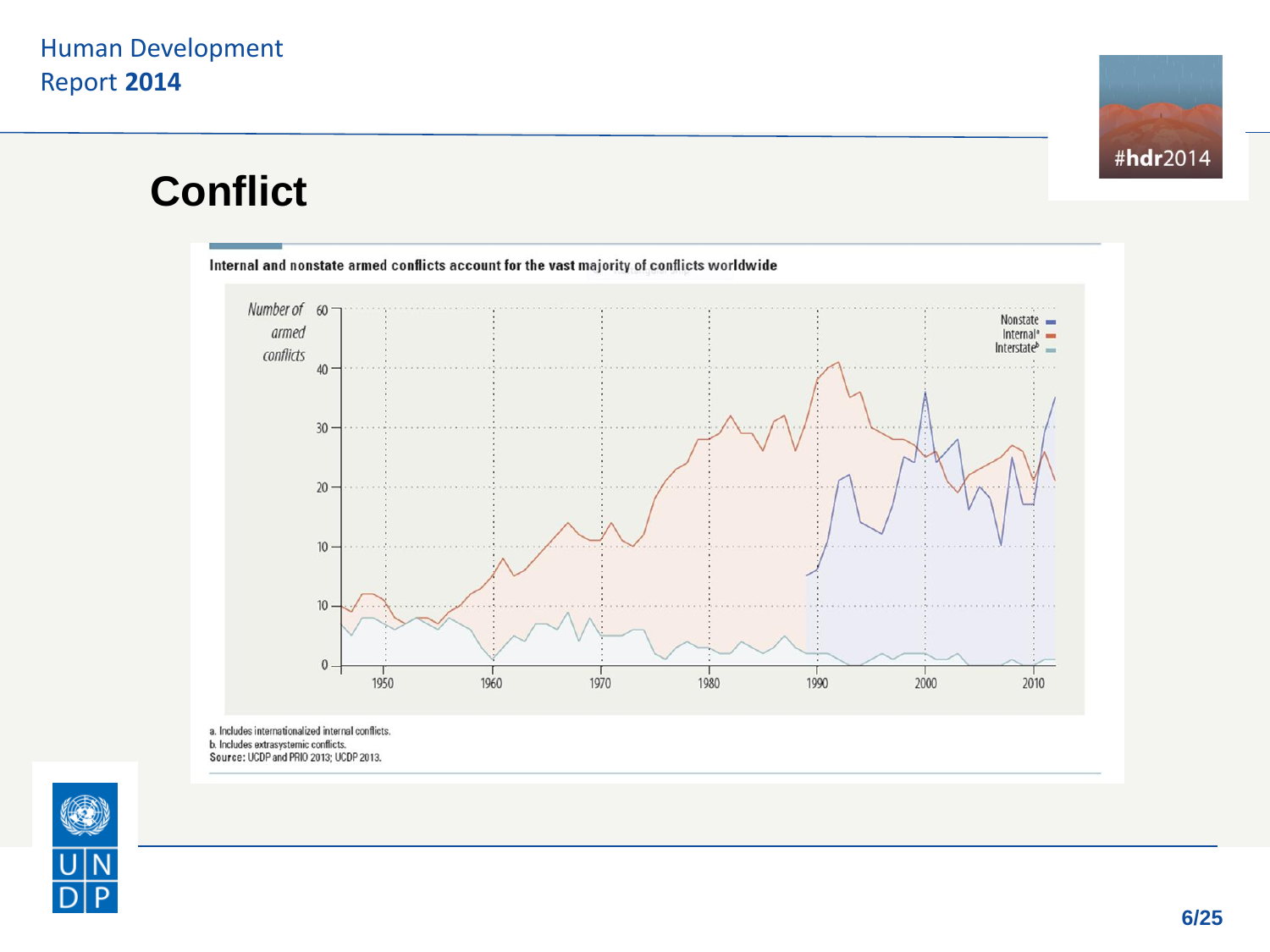# Conflict

**Internal and nonstate armed conflicts account for the vast majority of conflicts worldwide**

a. Includes internationalized internal conflicts.
b. Includes extrasystemic conflicts.
**Source:** UCDP and PRIO 2013; UCDP 2013.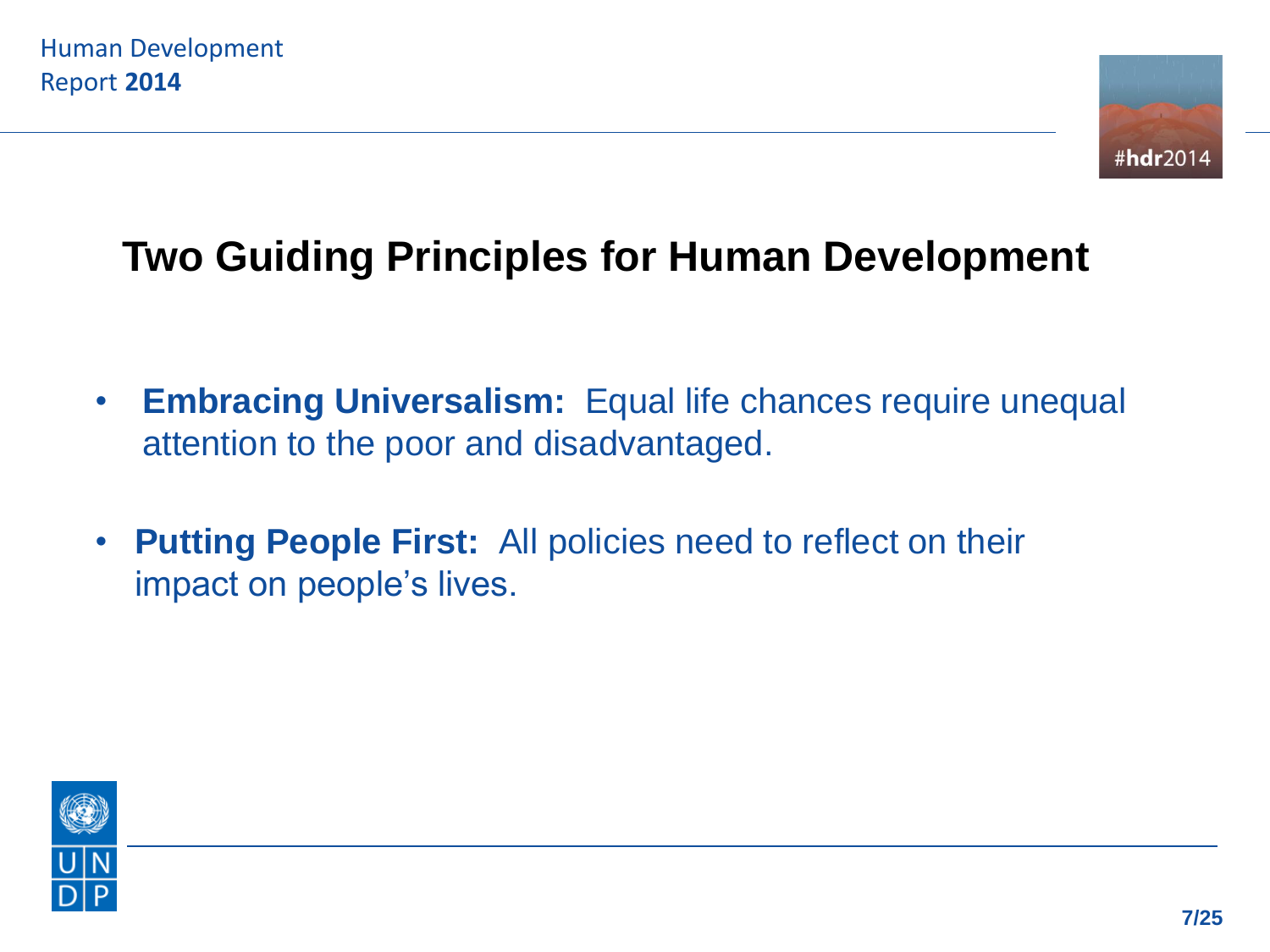# Two Guiding Principles for Human Development

- **Embracing Universalism:** Equal life chances require unequal attention to the poor and disadvantaged.
- **Putting People First:** All policies need to reflect on their impact on people's lives.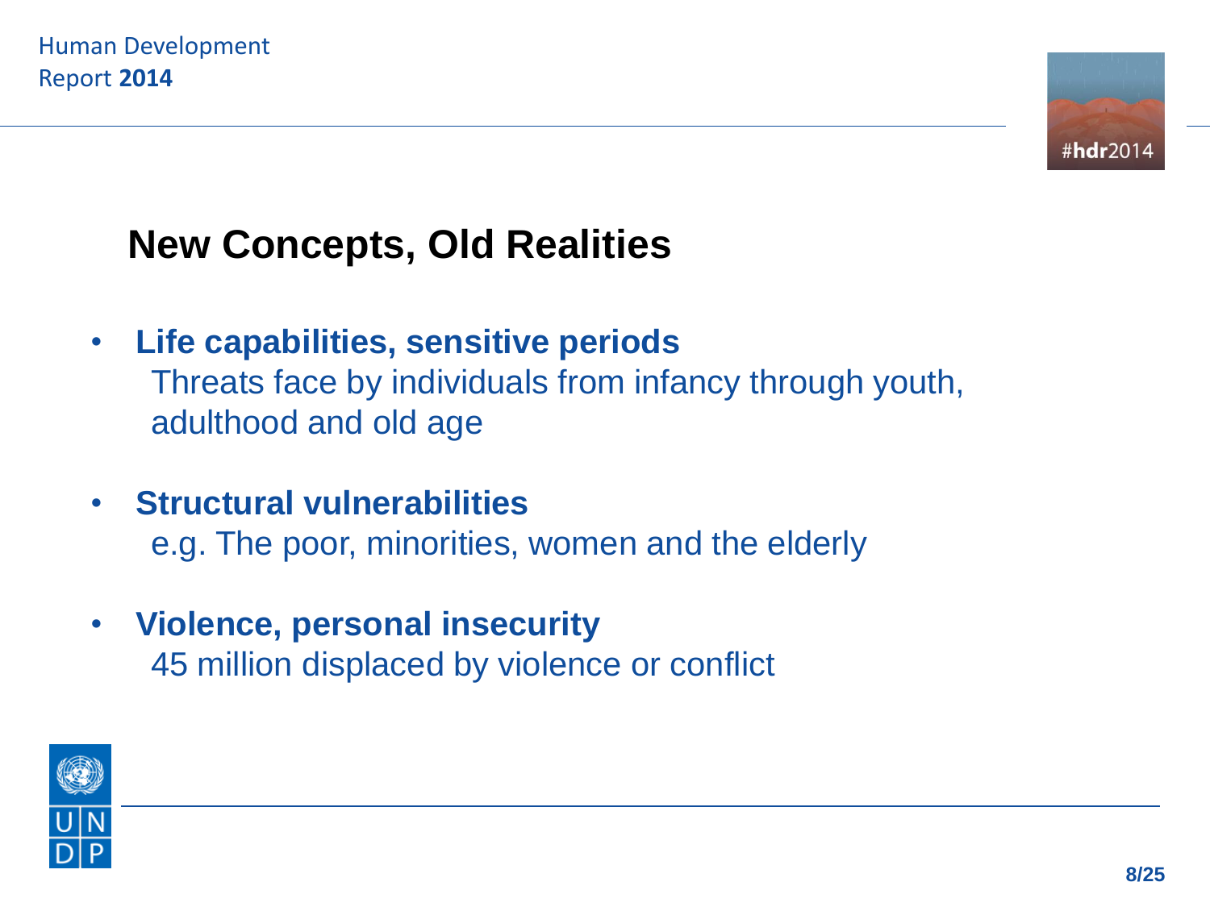## New Concepts, Old Realities

- **Life capabilities, sensitive periods**
  Threats face by individuals from infancy through youth, adulthood and old age
- **Structural vulnerabilities**
  e.g. The poor, minorities, women and the elderly
- **Violence, personal insecurity**
  45 million displaced by violence or conflict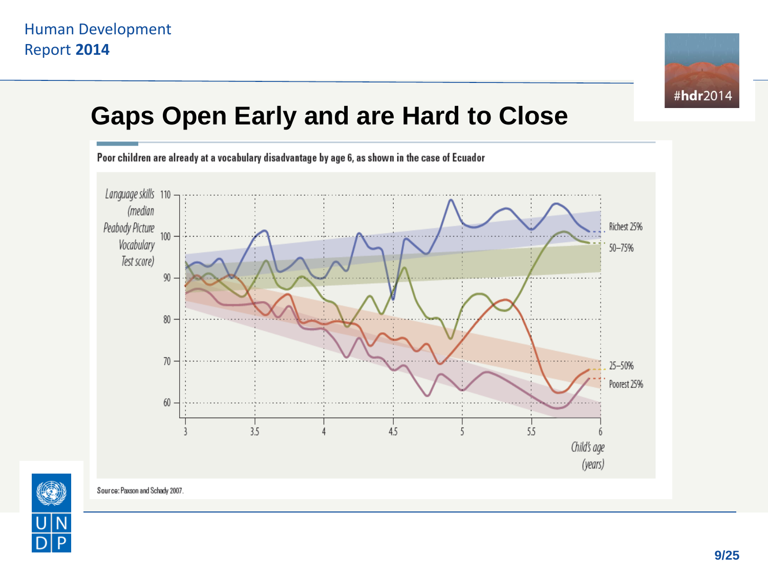# Gaps Open Early and are Hard to Close

Poor children are already at a vocabulary disadvantage by age 6, as shown in the case of Ecuador

Language skills (median Peabody Picture Vocabulary Test score)

110
100
90
80
70
60

Richest 25%
50–75%
25–50%
Poorest 25%

3 3.5 4 4.5 5 5.5 6

Child's age (years)

Source: Paxson and Schady 2007.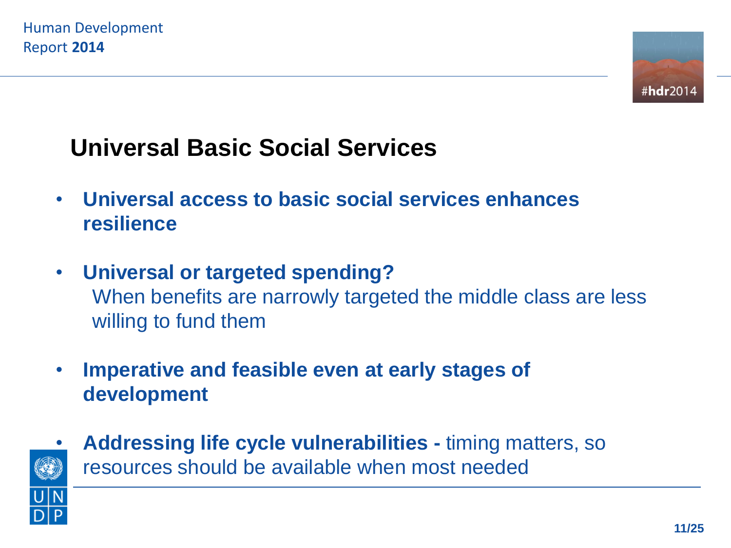# Universal Basic Social Services

- **Universal access to basic social services enhances resilience**
- **Universal or targeted spending?**
  When benefits are narrowly targeted the middle class are less willing to fund them
- **Imperative and feasible even at early stages of development**
- **Addressing life cycle vulnerabilities -** timing matters, so resources should be available when most needed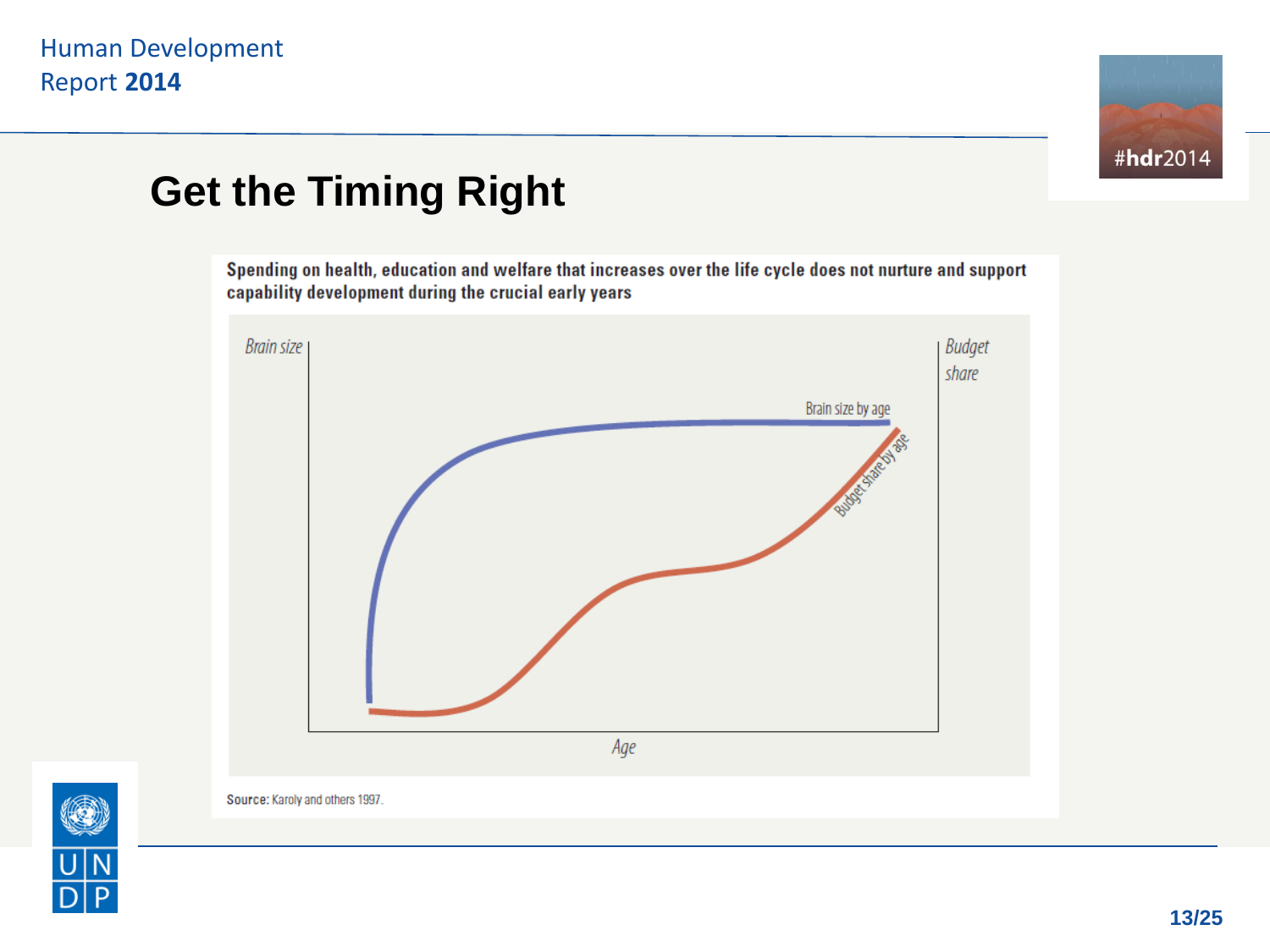# Get the Timing Right

**Spending on health, education and welfare that increases over the life cycle does not nurture and support capability development during the crucial early years**

*Brain size*

*Budget share*

Brain size by age

Budget share by age

*Age*

**Source:** Karoly and others 1997.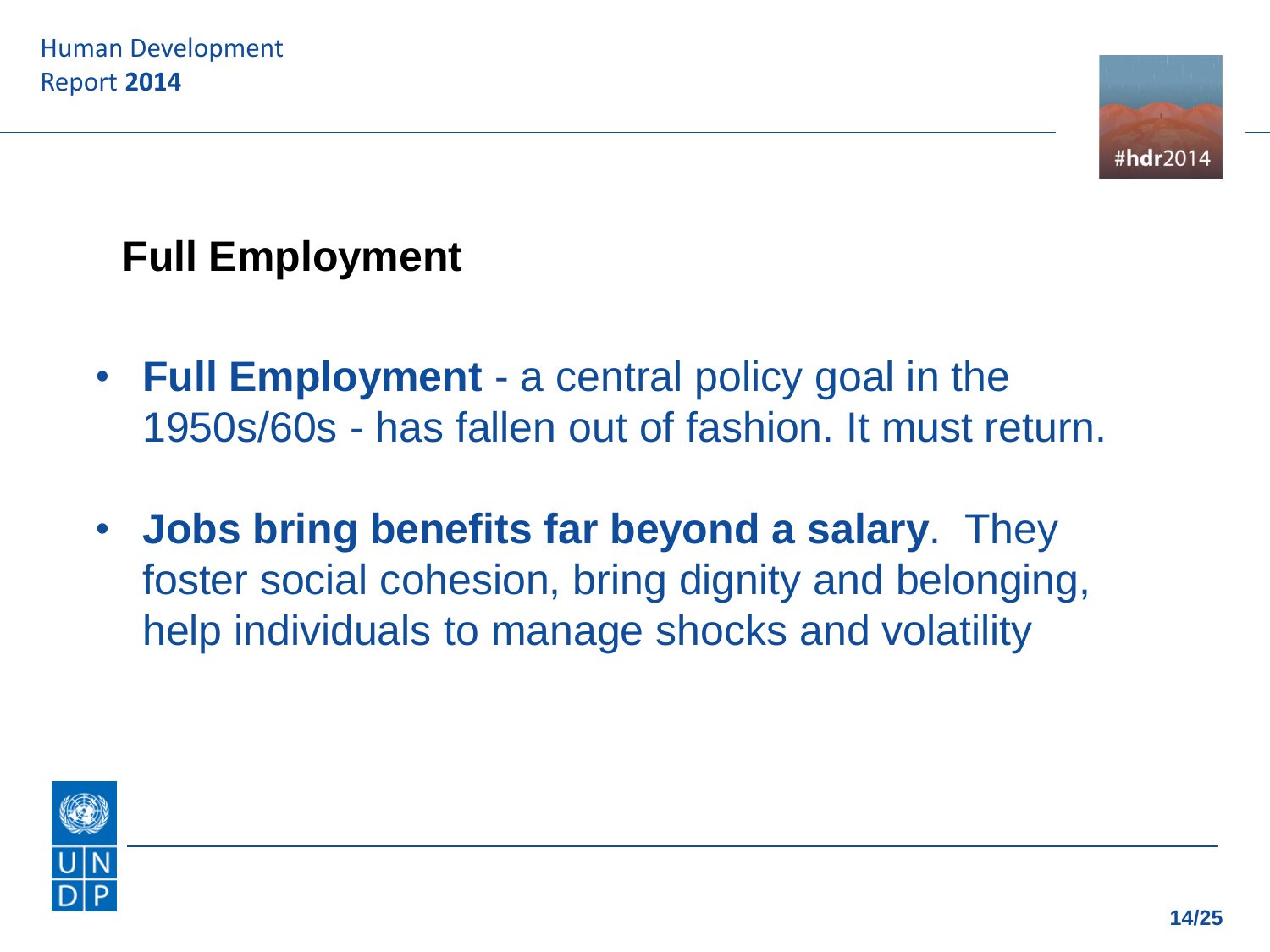## Full Employment

- **Full Employment** - a central policy goal in the 1950s/60s - has fallen out of fashion. It must return.
- **Jobs bring benefits far beyond a salary**. They foster social cohesion, bring dignity and belonging, help individuals to manage shocks and volatility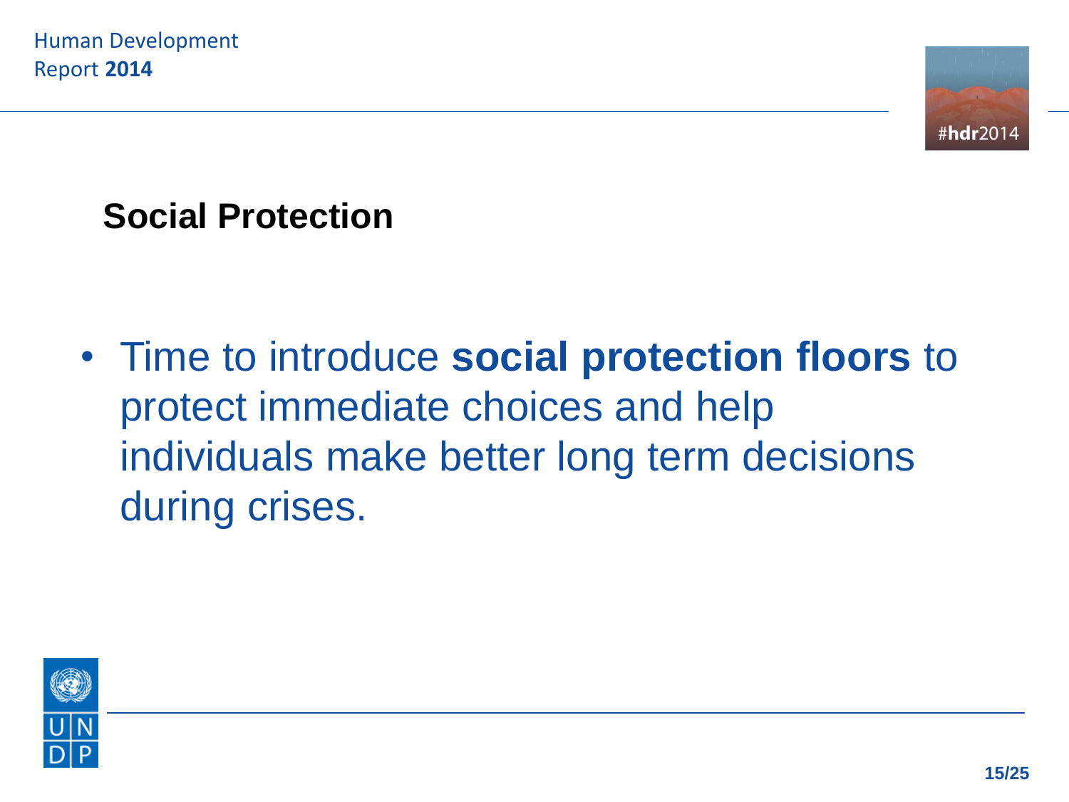## Social Protection

- Time to introduce **social protection floors** to protect immediate choices and help individuals make better long term decisions during crises.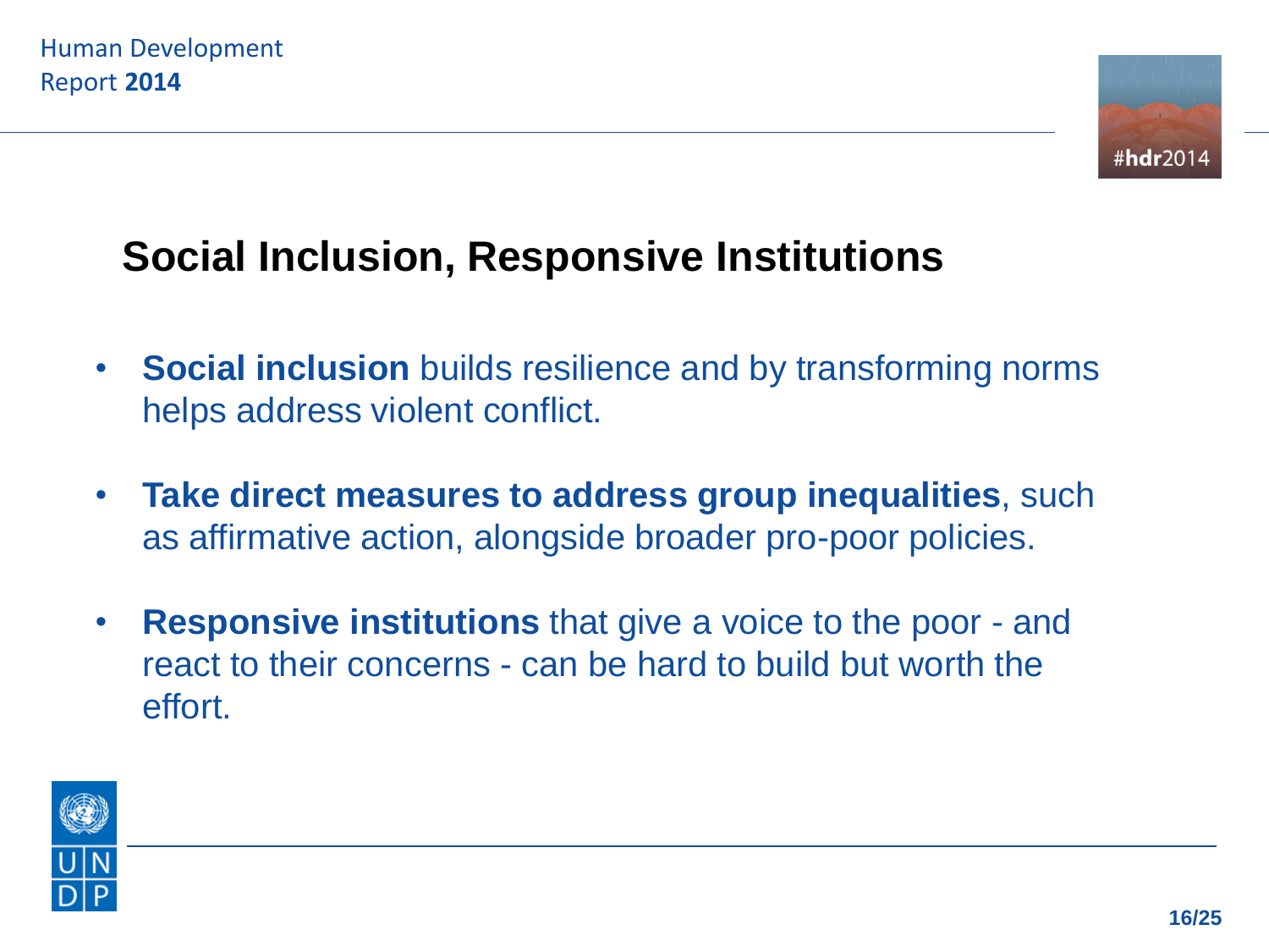## Social Inclusion, Responsive Institutions

- **Social inclusion** builds resilience and by transforming norms helps address violent conflict.
- **Take direct measures to address group inequalities**, such as affirmative action, alongside broader pro-poor policies.
- **Responsive institutions** that give a voice to the poor - and react to their concerns - can be hard to build but worth the effort.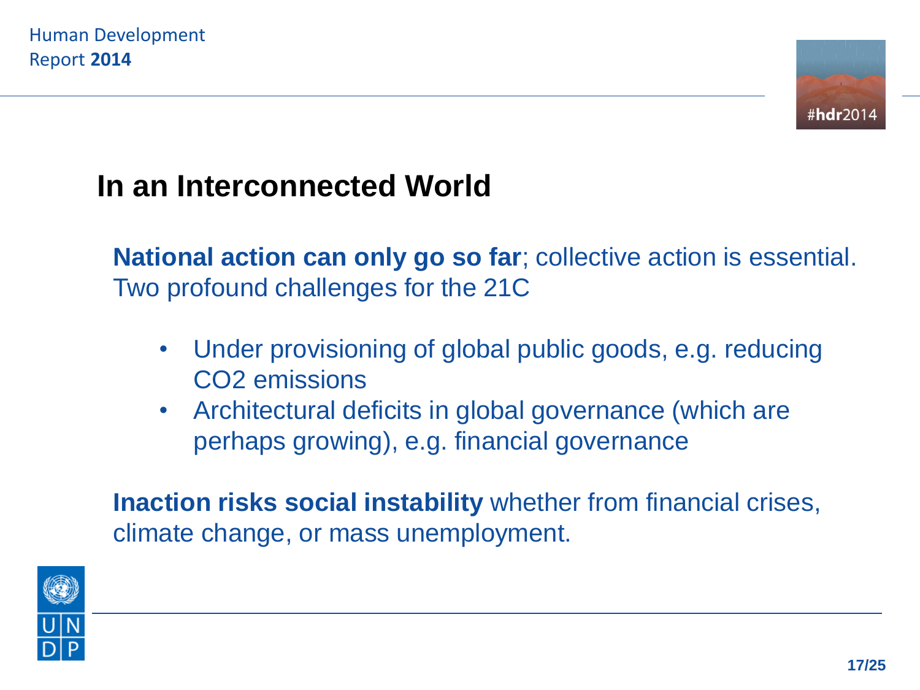## In an Interconnected World

**National action can only go so far**; collective action is essential. Two profound challenges for the 21C

- Under provisioning of global public goods, e.g. reducing $CO_2$ emissions
- Architectural deficits in global governance (which are perhaps growing), e.g. financial governance

**Inaction risks social instability** whether from financial crises, climate change, or mass unemployment.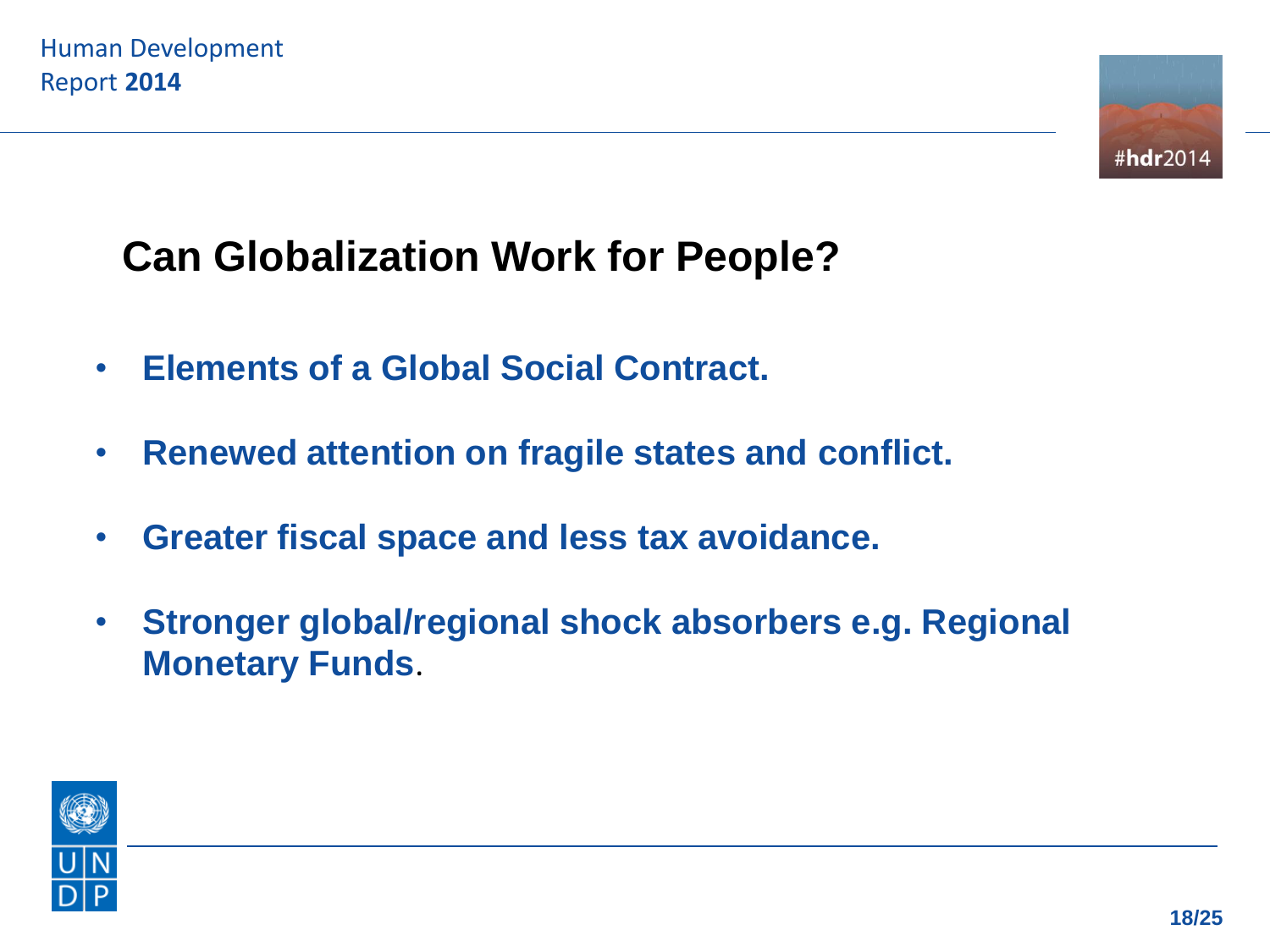## Can Globalization Work for People?

- **Elements of a Global Social Contract.**
- **Renewed attention on fragile states and conflict.**
- **Greater fiscal space and less tax avoidance.**
- **Stronger global/regional shock absorbers e.g. Regional Monetary Funds**.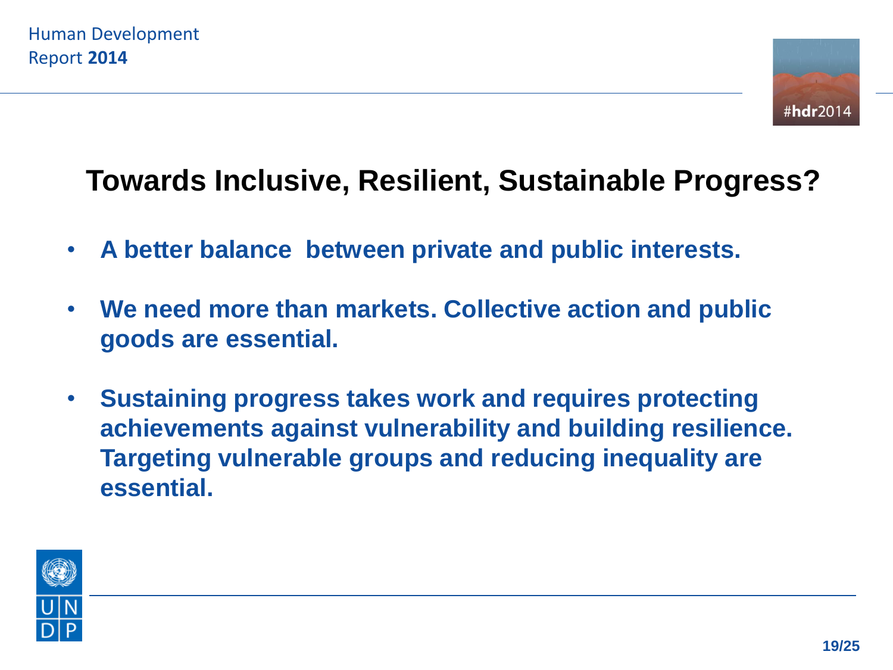## Towards Inclusive, Resilient, Sustainable Progress?

- **A better balance between private and public interests.**
- **We need more than markets. Collective action and public goods are essential.**
- **Sustaining progress takes work and requires protecting achievements against vulnerability and building resilience. Targeting vulnerable groups and reducing inequality are essential.**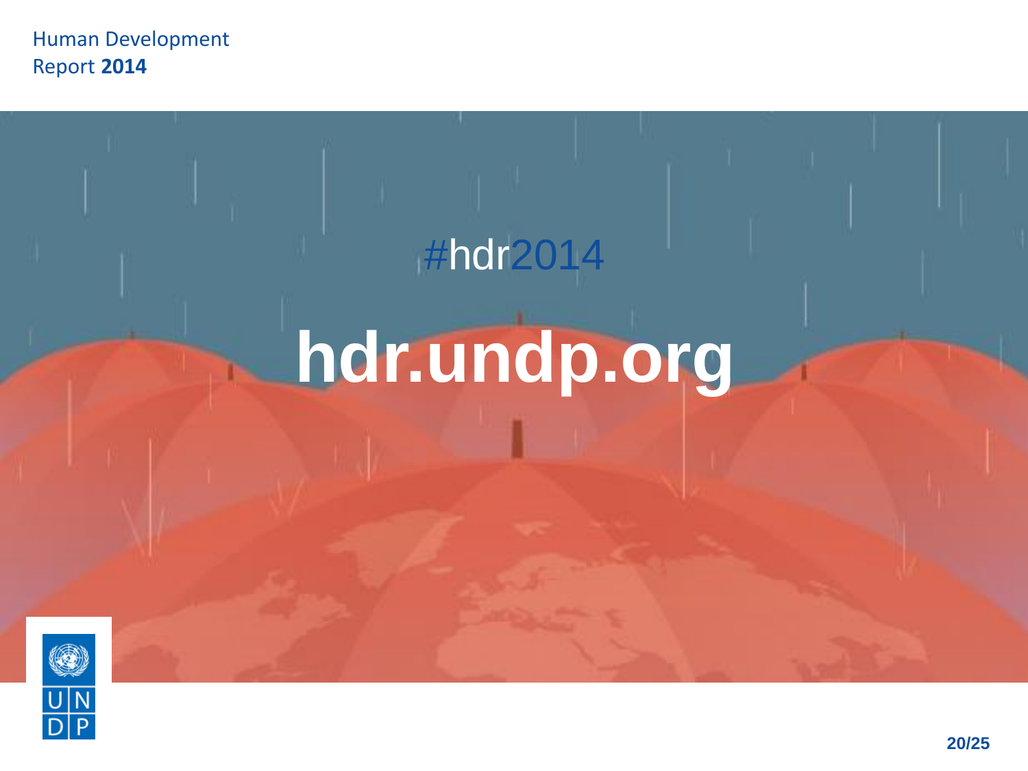Human Development Report **2014**

#hdr2014

**hdr.undp.org**